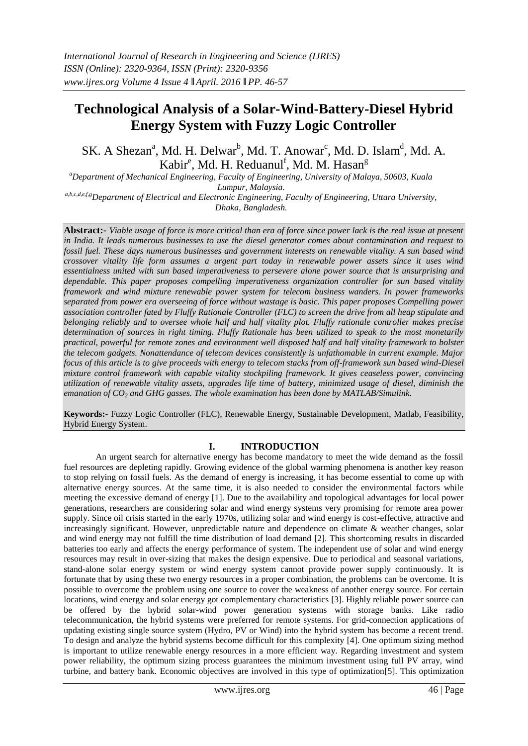*International Journal of Research in Engineering and Science (IJRES)*
*ISSN (Online): 2320-9364, ISSN (Print): 2320-9356*
*www.ijres.org Volume 4 Issue 4 ǁ April. 2016 ǁ PP. 46-57*

# Technological Analysis of a Solar-Wind-Battery-Diesel Hybrid Energy System with Fuzzy Logic Controller

SK. A Shezan[a], Md. H. Delwar[b], Md. T. Anowar[c], Md. D. Islam[d], Md. A. Kabir[e], Md. H. Reduanul[f], Md. M. Hasan[g]

[a]Department of Mechanical Engineering, Faculty of Engineering, University of Malaya, 50603, Kuala Lumpur, Malaysia.

[a,b,c,d,e,f,g]Department of Electrical and Electronic Engineering, Faculty of Engineering, Uttara University, Dhaka, Bangladesh.

**Abstract:-** *Viable usage of force is more critical than era of force since power lack is the real issue at present in India. It leads numerous businesses to use the diesel generator comes about contamination and request to fossil fuel. These days numerous businesses and government interests on renewable vitality. A sun based wind crossover vitality life form assumes a urgent part today in renewable power assets since it uses wind essentialness united with sun based imperativeness to persevere alone power source that is unsurprising and dependable. This paper proposes compelling imperativeness organization controller for sun based vitality framework and wind mixture renewable power system for telecom business wanders. In power frameworks separated from power era overseeing of force without wastage is basic. This paper proposes Compelling power association controller fated by Fluffy Rationale Controller (FLC) to screen the drive from all heap stipulate and belonging reliably and to oversee whole half and half vitality plot. Fluffy rationale controller makes precise determination of sources in right timing. Fluffy Rationale has been utilized to speak to the most monetarily practical, powerful for remote zones and environment well disposed half and half vitality framework to bolster the telecom gadgets. Nonattendance of telecom devices consistently is unfathomable in current example. Major focus of this article is to give proceeds with energy to telecom stacks from off-framework sun based wind-Diesel mixture control framework with capable vitality stockpiling framework. It gives ceaseless power, convincing utilization of renewable vitality assets, upgrades life time of battery, minimized usage of diesel, diminish the emanation of $CO_2$ and GHG gasses. The whole examination has been done by MATLAB/Simulink.*

**Keywords:-** Fuzzy Logic Controller (FLC), Renewable Energy, Sustainable Development, Matlab, Feasibility, Hybrid Energy System.

## I. INTRODUCTION

An urgent search for alternative energy has become mandatory to meet the wide demand as the fossil fuel resources are depleting rapidly. Growing evidence of the global warming phenomena is another key reason to stop relying on fossil fuels. As the demand of energy is increasing, it has become essential to come up with alternative energy sources. At the same time, it is also needed to consider the environmental factors while meeting the excessive demand of energy [1]. Due to the availability and topological advantages for local power generations, researchers are considering solar and wind energy systems very promising for remote area power supply. Since oil crisis started in the early 1970s, utilizing solar and wind energy is cost-effective, attractive and increasingly significant. However, unpredictable nature and dependence on climate & weather changes, solar and wind energy may not fulfill the time distribution of load demand [2]. This shortcoming results in discarded batteries too early and affects the energy performance of system. The independent use of solar and wind energy resources may result in over-sizing that makes the design expensive. Due to periodical and seasonal variations, stand-alone solar energy system or wind energy system cannot provide power supply continuously. It is fortunate that by using these two energy resources in a proper combination, the problems can be overcome. It is possible to overcome the problem using one source to cover the weakness of another energy source. For certain locations, wind energy and solar energy got complementary characteristics [3]. Highly reliable power source can be offered by the hybrid solar-wind power generation systems with storage banks. Like radio telecommunication, the hybrid systems were preferred for remote systems. For grid-connection applications of updating existing single source system (Hydro, PV or Wind) into the hybrid system has become a recent trend. To design and analyze the hybrid systems become difficult for this complexity [4]. One optimum sizing method is important to utilize renewable energy resources in a more efficient way. Regarding investment and system power reliability, the optimum sizing process guarantees the minimum investment using full PV array, wind turbine, and battery bank. Economic objectives are involved in this type of optimization[5]. This optimization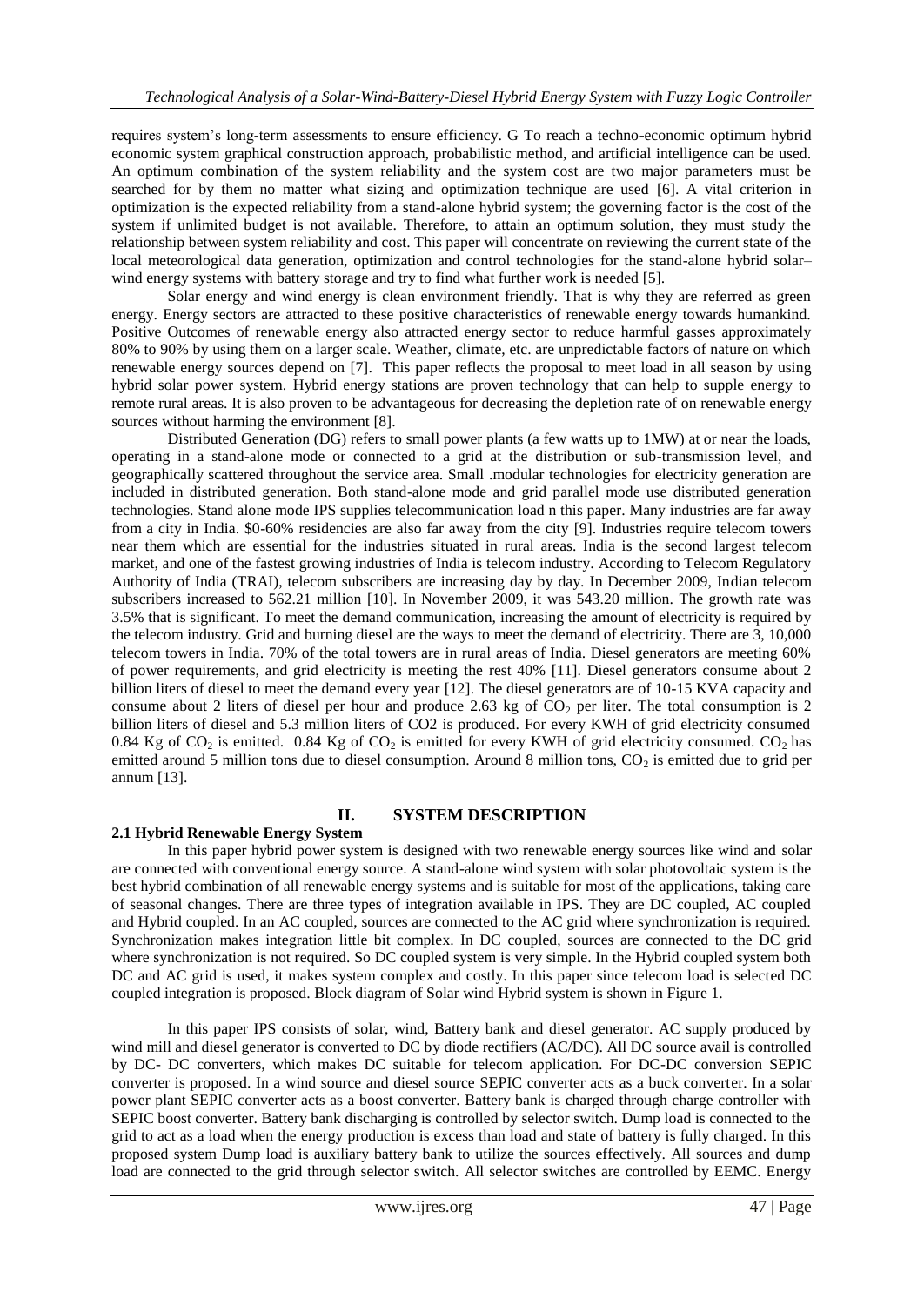requires system's long-term assessments to ensure efficiency. G To reach a techno-economic optimum hybrid economic system graphical construction approach, probabilistic method, and artificial intelligence can be used. An optimum combination of the system reliability and the system cost are two major parameters must be searched for by them no matter what sizing and optimization technique are used [6]. A vital criterion in optimization is the expected reliability from a stand-alone hybrid system; the governing factor is the cost of the system if unlimited budget is not available. Therefore, to attain an optimum solution, they must study the relationship between system reliability and cost. This paper will concentrate on reviewing the current state of the local meteorological data generation, optimization and control technologies for the stand-alone hybrid solar–wind energy systems with battery storage and try to find what further work is needed [5].

Solar energy and wind energy is clean environment friendly. That is why they are referred as green energy. Energy sectors are attracted to these positive characteristics of renewable energy towards humankind. Positive Outcomes of renewable energy also attracted energy sector to reduce harmful gasses approximately 80% to 90% by using them on a larger scale. Weather, climate, etc. are unpredictable factors of nature on which renewable energy sources depend on [7]. This paper reflects the proposal to meet load in all season by using hybrid solar power system. Hybrid energy stations are proven technology that can help to supple energy to remote rural areas. It is also proven to be advantageous for decreasing the depletion rate of on renewable energy sources without harming the environment [8].

Distributed Generation (DG) refers to small power plants (a few watts up to 1MW) at or near the loads, operating in a stand-alone mode or connected to a grid at the distribution or sub-transmission level, and geographically scattered throughout the service area. Small .modular technologies for electricity generation are included in distributed generation. Both stand-alone mode and grid parallel mode use distributed generation technologies. Stand alone mode IPS supplies telecommunication load n this paper. Many industries are far away from a city in India. \$0-60% residencies are also far away from the city [9]. Industries require telecom towers near them which are essential for the industries situated in rural areas. India is the second largest telecom market, and one of the fastest growing industries of India is telecom industry. According to Telecom Regulatory Authority of India (TRAI), telecom subscribers are increasing day by day. In December 2009, Indian telecom subscribers increased to 562.21 million [10]. In November 2009, it was 543.20 million. The growth rate was 3.5% that is significant. To meet the demand communication, increasing the amount of electricity is required by the telecom industry. Grid and burning diesel are the ways to meet the demand of electricity. There are 3, 10,000 telecom towers in India. 70% of the total towers are in rural areas of India. Diesel generators are meeting 60% of power requirements, and grid electricity is meeting the rest 40% [11]. Diesel generators consume about 2 billion liters of diesel to meet the demand every year [12]. The diesel generators are of 10-15 KVA capacity and consume about 2 liters of diesel per hour and produce 2.63 kg of $CO_2$ per liter. The total consumption is 2 billion liters of diesel and 5.3 million liters of CO2 is produced. For every KWH of grid electricity consumed 0.84 Kg of $CO_2$ is emitted. 0.84 Kg of $CO_2$ is emitted for every KWH of grid electricity consumed. $CO_2$ has emitted around 5 million tons due to diesel consumption. Around 8 million tons, $CO_2$ is emitted due to grid per annum [13].

## II. SYSTEM DESCRIPTION

### 2.1 Hybrid Renewable Energy System

In this paper hybrid power system is designed with two renewable energy sources like wind and solar are connected with conventional energy source. A stand-alone wind system with solar photovoltaic system is the best hybrid combination of all renewable energy systems and is suitable for most of the applications, taking care of seasonal changes. There are three types of integration available in IPS. They are DC coupled, AC coupled and Hybrid coupled. In an AC coupled, sources are connected to the AC grid where synchronization is required. Synchronization makes integration little bit complex. In DC coupled, sources are connected to the DC grid where synchronization is not required. So DC coupled system is very simple. In the Hybrid coupled system both DC and AC grid is used, it makes system complex and costly. In this paper since telecom load is selected DC coupled integration is proposed. Block diagram of Solar wind Hybrid system is shown in Figure 1.

In this paper IPS consists of solar, wind, Battery bank and diesel generator. AC supply produced by wind mill and diesel generator is converted to DC by diode rectifiers (AC/DC). All DC source avail is controlled by DC- DC converters, which makes DC suitable for telecom application. For DC-DC conversion SEPIC converter is proposed. In a wind source and diesel source SEPIC converter acts as a buck converter. In a solar power plant SEPIC converter acts as a boost converter. Battery bank is charged through charge controller with SEPIC boost converter. Battery bank discharging is controlled by selector switch. Dump load is connected to the grid to act as a load when the energy production is excess than load and state of battery is fully charged. In this proposed system Dump load is auxiliary battery bank to utilize the sources effectively. All sources and dump load are connected to the grid through selector switch. All selector switches are controlled by EEMC. Energy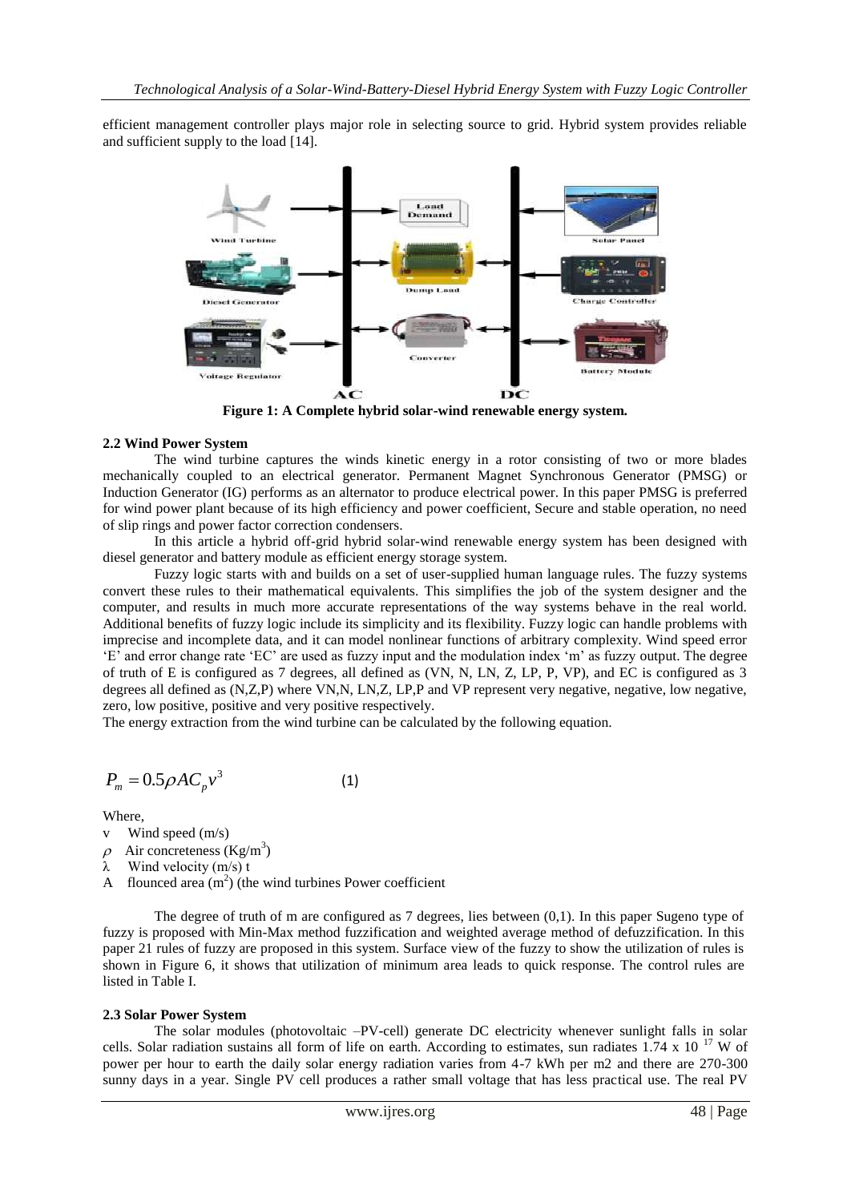efficient management controller plays major role in selecting source to grid. Hybrid system provides reliable and sufficient supply to the load [14].

**Figure 1: A Complete hybrid solar-wind renewable energy system.**

### 2.2 Wind Power System

The wind turbine captures the winds kinetic energy in a rotor consisting of two or more blades mechanically coupled to an electrical generator. Permanent Magnet Synchronous Generator (PMSG) or Induction Generator (IG) performs as an alternator to produce electrical power. In this paper PMSG is preferred for wind power plant because of its high efficiency and power coefficient, Secure and stable operation, no need of slip rings and power factor correction condensers.

In this article a hybrid off-grid hybrid solar-wind renewable energy system has been designed with diesel generator and battery module as efficient energy storage system.

Fuzzy logic starts with and builds on a set of user-supplied human language rules. The fuzzy systems convert these rules to their mathematical equivalents. This simplifies the job of the system designer and the computer, and results in much more accurate representations of the way systems behave in the real world. Additional benefits of fuzzy logic include its simplicity and its flexibility. Fuzzy logic can handle problems with imprecise and incomplete data, and it can model nonlinear functions of arbitrary complexity. Wind speed error 'E' and error change rate 'EC' are used as fuzzy input and the modulation index 'm' as fuzzy output. The degree of truth of E is configured as 7 degrees, all defined as (VN, N, LN, Z, LP, P, VP), and EC is configured as 3 degrees all defined as (N,Z,P) where VN,N, LN,Z, LP,P and VP represent very negative, negative, low negative, zero, low positive, positive and very positive respectively.

The energy extraction from the wind turbine can be calculated by the following equation.

$$P_m = 0.5 \rho A C_p v^3 \qquad (1)$$

Where,

- $v$ Wind speed (m/s)
- $\rho$ Air concreteness ($Kg/m^3$)
- $\lambda$ Wind velocity (m/s) t
- $A$ flounced area ($m^2$) (the wind turbines Power coefficient

The degree of truth of m are configured as 7 degrees, lies between (0,1). In this paper Sugeno type of fuzzy is proposed with Min-Max method fuzzification and weighted average method of defuzzification. In this paper 21 rules of fuzzy are proposed in this system. Surface view of the fuzzy to show the utilization of rules is shown in Figure 6, it shows that utilization of minimum area leads to quick response. The control rules are listed in Table I.

### 2.3 Solar Power System

The solar modules (photovoltaic –PV-cell) generate DC electricity whenever sunlight falls in solar cells. Solar radiation sustains all form of life on earth. According to estimates, sun radiates $1.74 \times 10^{17}$ W of power per hour to earth the daily solar energy radiation varies from 4-7 kWh per m2 and there are 270-300 sunny days in a year. Single PV cell produces a rather small voltage that has less practical use. The real PV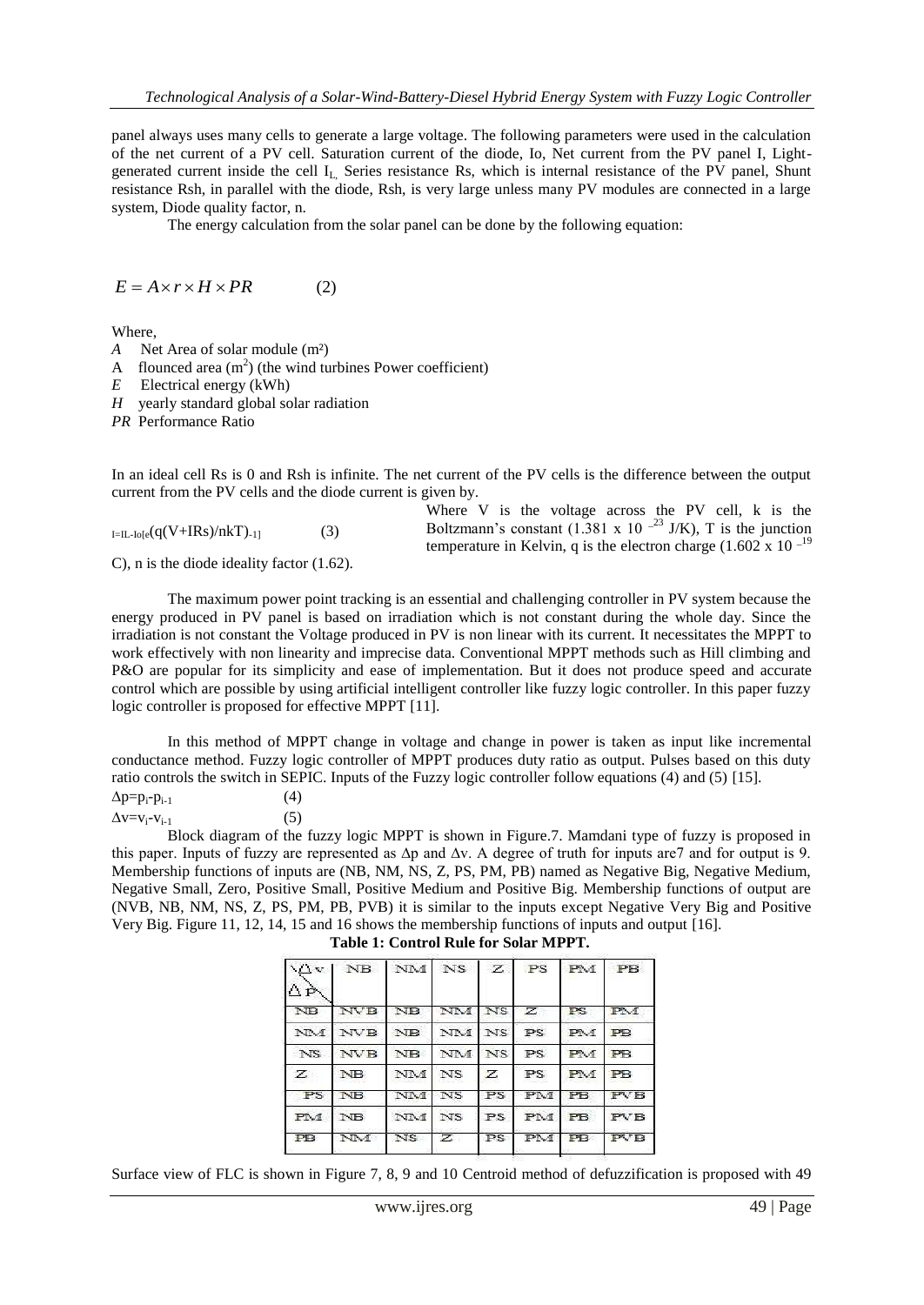panel always uses many cells to generate a large voltage. The following parameters were used in the calculation of the net current of a PV cell. Saturation current of the diode, Io, Net current from the PV panel I, Light-generated current inside the cell $I_L$, Series resistance Rs, which is internal resistance of the PV panel, Shunt resistance Rsh, in parallel with the diode, Rsh, is very large unless many PV modules are connected in a large system, Diode quality factor, n.

The energy calculation from the solar panel can be done by the following equation:

$$E = A \times r \times H \times PR \qquad (2)$$

Where,

*A* Net Area of solar module (m²)

A flounced area ($m^2$) (the wind turbines Power coefficient)

*E* Electrical energy (kWh)

*H* yearly standard global solar radiation

*PR* Performance Ratio

In an ideal cell Rs is 0 and Rsh is infinite. The net current of the PV cells is the difference between the output current from the PV cells and the diode current is given by.

$$I = I_L - I_o[e(q(V+IRs)/nkT)_{-1}] \qquad (3)$$

Where V is the voltage across the PV cell, k is the Boltzmann's constant ($1.381 \times 10^{-23}$ J/K), T is the junction temperature in Kelvin, q is the electron charge ($1.602 \times 10^{-19}$ C), n is the diode ideality factor (1.62).

The maximum power point tracking is an essential and challenging controller in PV system because the energy produced in PV panel is based on irradiation which is not constant during the whole day. Since the irradiation is not constant the Voltage produced in PV is non linear with its current. It necessitates the MPPT to work effectively with non linearity and imprecise data. Conventional MPPT methods such as Hill climbing and P&O are popular for its simplicity and ease of implementation. But it does not produce speed and accurate control which are possible by using artificial intelligent controller like fuzzy logic controller. In this paper fuzzy logic controller is proposed for effective MPPT [11].

In this method of MPPT change in voltage and change in power is taken as input like incremental conductance method. Fuzzy logic controller of MPPT produces duty ratio as output. Pulses based on this duty ratio controls the switch in SEPIC. Inputs of the Fuzzy logic controller follow equations (4) and (5) [15].

$$\Delta p = p_i - p_{i-1} \qquad (4)$$

$$\Delta v = v_i - v_{i-1} \qquad (5)$$

Block diagram of the fuzzy logic MPPT is shown in Figure.7. Mamdani type of fuzzy is proposed in this paper. Inputs of fuzzy are represented as Δp and Δv. A degree of truth for inputs are7 and for output is 9. Membership functions of inputs are (NB, NM, NS, Z, PS, PM, PB) named as Negative Big, Negative Medium, Negative Small, Zero, Positive Small, Positive Medium and Positive Big. Membership functions of output are (NVB, NB, NM, NS, Z, PS, PM, PB, PVB) it is similar to the inputs except Negative Very Big and Positive Very Big. Figure 11, 12, 14, 15 and 16 shows the membership functions of inputs and output [16].

**Table 1: Control Rule for Solar MPPT.**

| Δp \ Δv | NB | NM | NS | Z | PS | PM | PB |
|---|---|---|---|---|---|---|---|
| NB | NVB | NB | NM | NS | Z | PS | PM |
| NM | NVB | NB | NM | NS | PS | PM | PB |
| NS | NVB | NB | NM | NS | PS | PM | PB |
| Z | NB | NM | NS | Z | PS | PM | PB |
| PS | NB | NM | NS | PS | PM | PB | PVB |
| PM | NB | NM | NS | PS | PM | PB | PVB |
| PB | NM | NS | Z | PS | PM | PB | PVB |

Surface view of FLC is shown in Figure 7, 8, 9 and 10 Centroid method of defuzzification is proposed with 49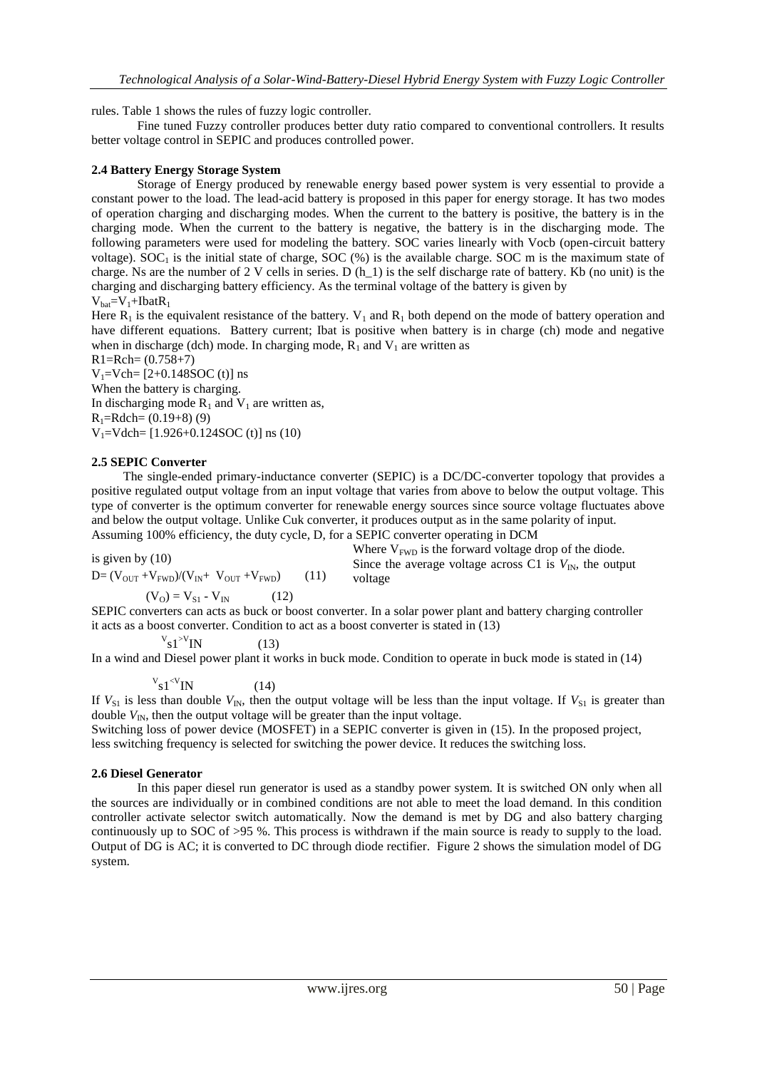rules. Table 1 shows the rules of fuzzy logic controller.

Fine tuned Fuzzy controller produces better duty ratio compared to conventional controllers. It results better voltage control in SEPIC and produces controlled power.

### 2.4 Battery Energy Storage System

Storage of Energy produced by renewable energy based power system is very essential to provide a constant power to the load. The lead-acid battery is proposed in this paper for energy storage. It has two modes of operation charging and discharging modes. When the current to the battery is positive, the battery is in the charging mode. When the current to the battery is negative, the battery is in the discharging mode. The following parameters were used for modeling the battery. SOC varies linearly with Vocb (open-circuit battery voltage). $SOC_1$ is the initial state of charge, SOC (%) is the available charge. SOC m is the maximum state of charge. Ns are the number of 2 V cells in series. D (h_1) is the self discharge rate of battery. Kb (no unit) is the charging and discharging battery efficiency. As the terminal voltage of the battery is given by

$V_{bat}=V_1+IbatR_1$

Here $R_1$ is the equivalent resistance of the battery. $V_1$ and $R_1$ both depend on the mode of battery operation and have different equations. Battery current; Ibat is positive when battery is in charge (ch) mode and negative when in discharge (dch) mode. In charging mode, $R_1$ and $V_1$ are written as

R1=Rch= (0.758+7)

$V_1$=Vch= [2+0.148SOC (t)] ns

When the battery is charging.

In discharging mode $R_1$ and $V_1$ are written as,

$R_1$=Rdch= (0.19+8) (9)

$V_1$=Vdch= [1.926+0.124SOC (t)] ns (10)

### 2.5 SEPIC Converter

The single-ended primary-inductance converter (SEPIC) is a DC/DC-converter topology that provides a positive regulated output voltage from an input voltage that varies from above to below the output voltage. This type of converter is the optimum converter for renewable energy sources since source voltage fluctuates above and below the output voltage. Unlike Cuk converter, it produces output as in the same polarity of input. Assuming 100% efficiency, the duty cycle, D, for a SEPIC converter operating in DCM is given by (10)

$$D= (V_{OUT} +V_{FWD})/(V_{IN}+ V_{OUT} +V_{FWD}) \qquad (11)$$

Where $V_{FWD}$ is the forward voltage drop of the diode. Since the average voltage across C1 is $V_{IN}$, the output voltage

$$(V_O) = V_{S1} - V_{IN} \qquad (12)$$

SEPIC converters can acts as buck or boost converter. In a solar power plant and battery charging controller it acts as a boost converter. Condition to act as a boost converter is stated in (13)

$$V_{s1} > V_{IN} \qquad (13)$$

In a wind and Diesel power plant it works in buck mode. Condition to operate in buck mode is stated in (14)

$$V_{s1} < V_{IN} \qquad (14)$$

If $V_{S1}$ is less than double $V_{IN}$, then the output voltage will be less than the input voltage. If $V_{S1}$ is greater than double $V_{IN}$, then the output voltage will be greater than the input voltage.

Switching loss of power device (MOSFET) in a SEPIC converter is given in (15). In the proposed project, less switching frequency is selected for switching the power device. It reduces the switching loss.

### 2.6 Diesel Generator

In this paper diesel run generator is used as a standby power system. It is switched ON only when all the sources are individually or in combined conditions are not able to meet the load demand. In this condition controller activate selector switch automatically. Now the demand is met by DG and also battery charging continuously up to SOC of >95 %. This process is withdrawn if the main source is ready to supply to the load. Output of DG is AC; it is converted to DC through diode rectifier. Figure 2 shows the simulation model of DG system.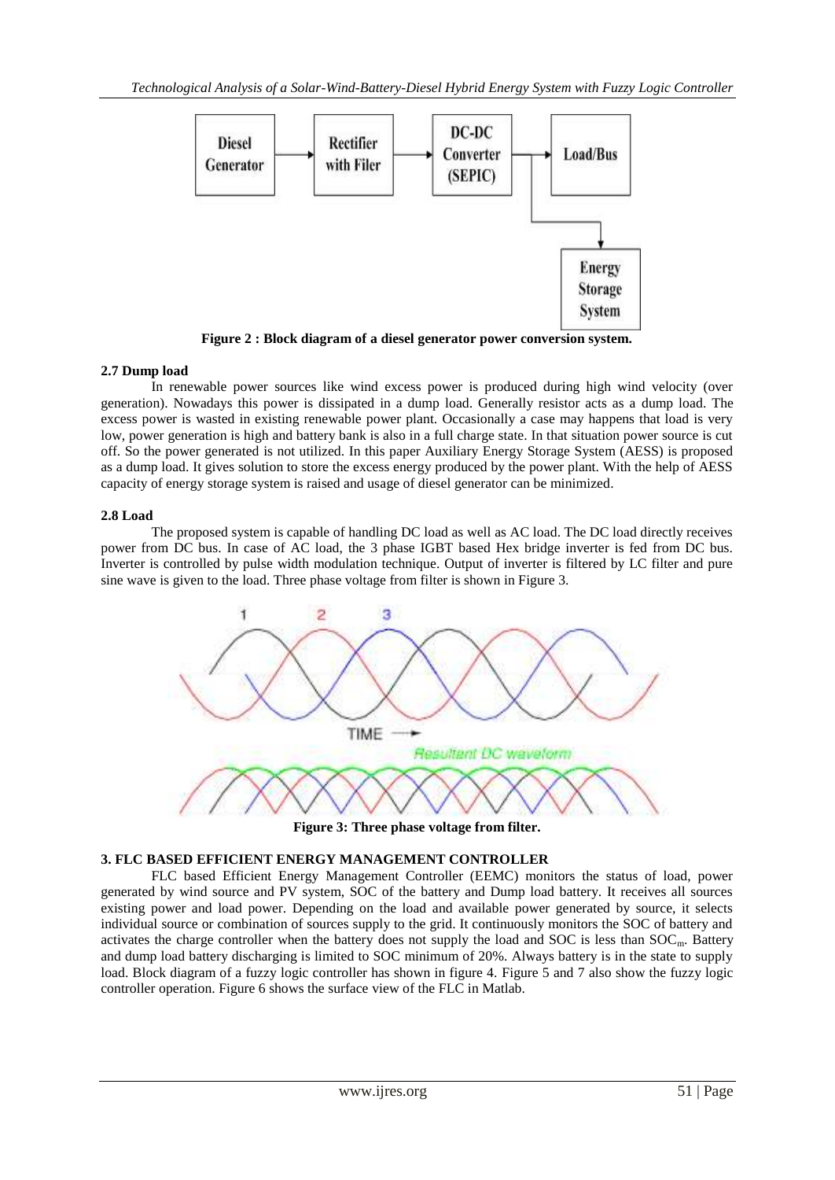Figure 2 : Block diagram of a diesel generator power conversion system.

### 2.7 Dump load

In renewable power sources like wind excess power is produced during high wind velocity (over generation). Nowadays this power is dissipated in a dump load. Generally resistor acts as a dump load. The excess power is wasted in existing renewable power plant. Occasionally a case may happens that load is very low, power generation is high and battery bank is also in a full charge state. In that situation power source is cut off. So the power generated is not utilized. In this paper Auxiliary Energy Storage System (AESS) is proposed as a dump load. It gives solution to store the excess energy produced by the power plant. With the help of AESS capacity of energy storage system is raised and usage of diesel generator can be minimized.

### 2.8 Load

The proposed system is capable of handling DC load as well as AC load. The DC load directly receives power from DC bus. In case of AC load, the 3 phase IGBT based Hex bridge inverter is fed from DC bus. Inverter is controlled by pulse width modulation technique. Output of inverter is filtered by LC filter and pure sine wave is given to the load. Three phase voltage from filter is shown in Figure 3.

Figure 3: Three phase voltage from filter.

## 3. FLC BASED EFFICIENT ENERGY MANAGEMENT CONTROLLER

FLC based Efficient Energy Management Controller (EEMC) monitors the status of load, power generated by wind source and PV system, SOC of the battery and Dump load battery. It receives all sources existing power and load power. Depending on the load and available power generated by source, it selects individual source or combination of sources supply to the grid. It continuously monitors the SOC of battery and activates the charge controller when the battery does not supply the load and SOC is less than $SOC_m$. Battery and dump load battery discharging is limited to SOC minimum of 20%. Always battery is in the state to supply load. Block diagram of a fuzzy logic controller has shown in figure 4. Figure 5 and 7 also show the fuzzy logic controller operation. Figure 6 shows the surface view of the FLC in Matlab.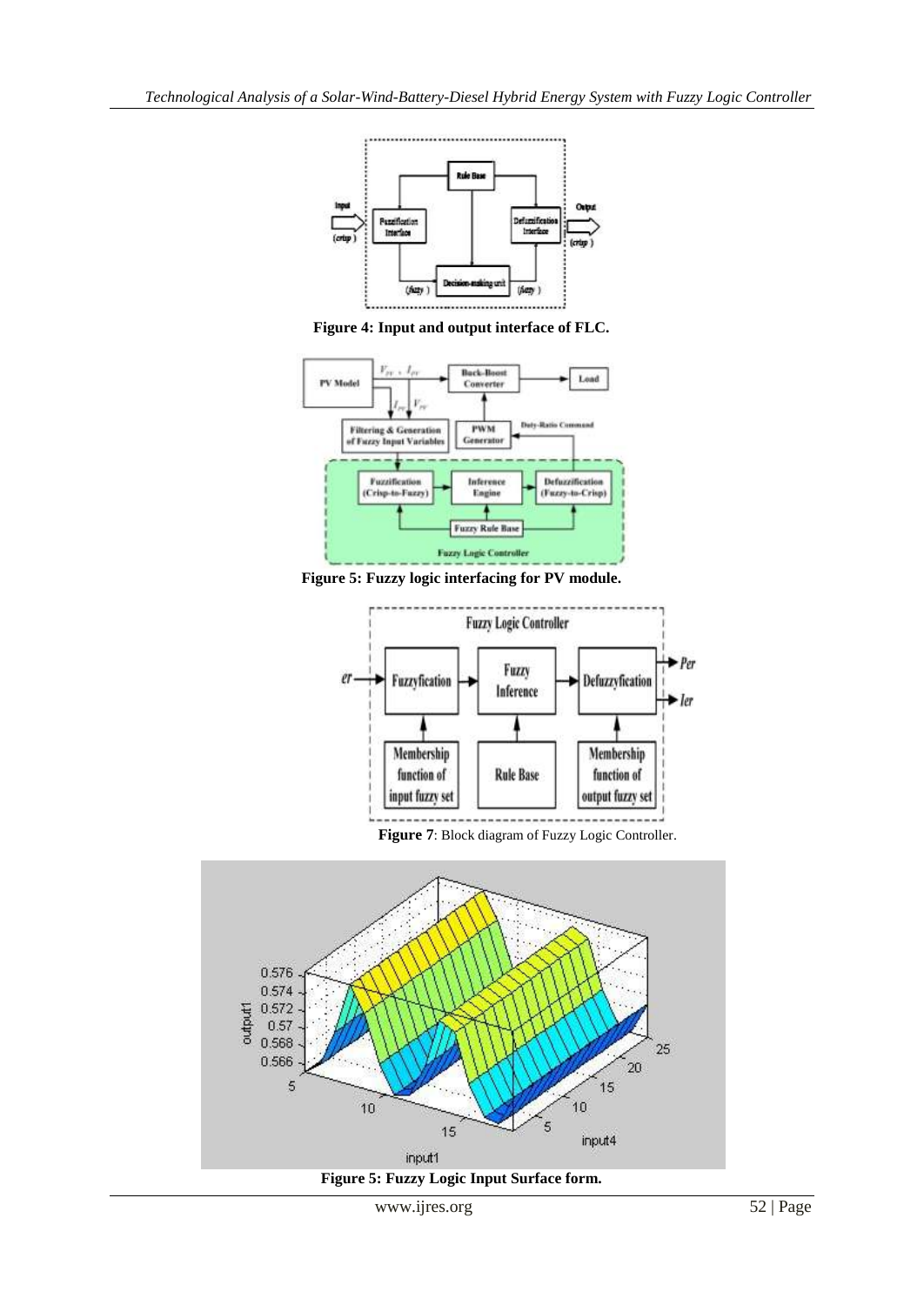Figure 4: Input and output interface of FLC.

Figure 5: Fuzzy logic interfacing for PV module.

**Figure 7**: Block diagram of Fuzzy Logic Controller.

**Figure 5: Fuzzy Logic Input Surface form.**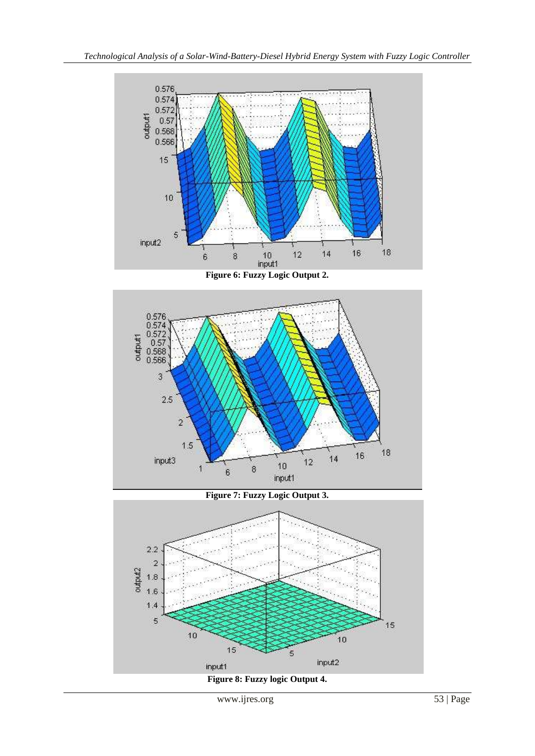Figure 6: Fuzzy Logic Output 2.

Figure 7: Fuzzy Logic Output 3.

Figure 8: Fuzzy logic Output 4.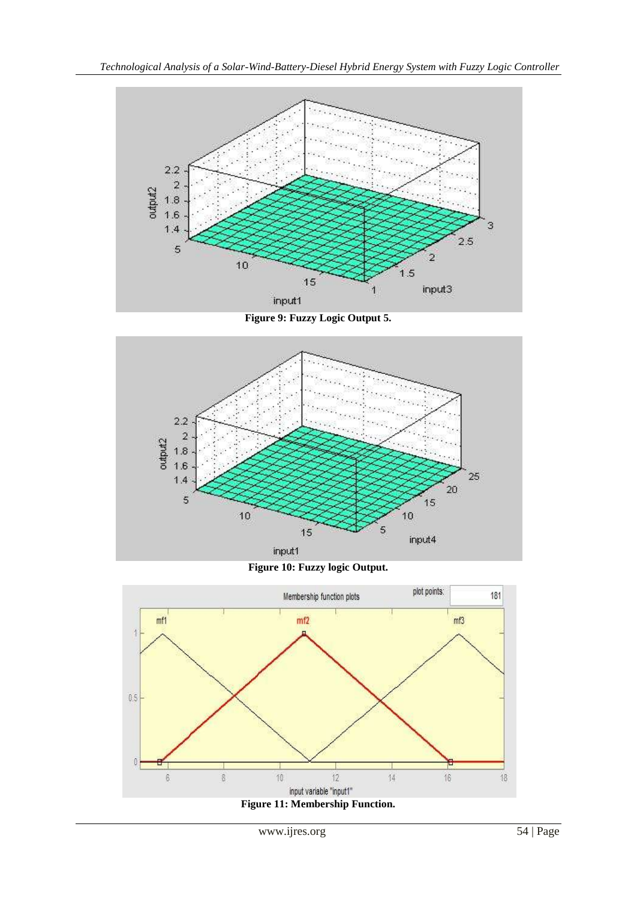Figure 9: Fuzzy Logic Output 5.

Figure 10: Fuzzy logic Output.

Figure 11: Membership Function.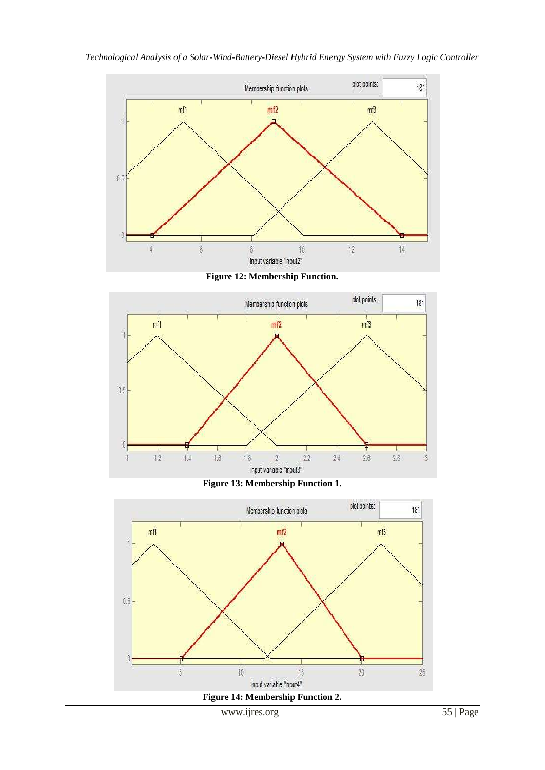Figure 12: Membership Function.

Figure 13: Membership Function 1.

Figure 14: Membership Function 2.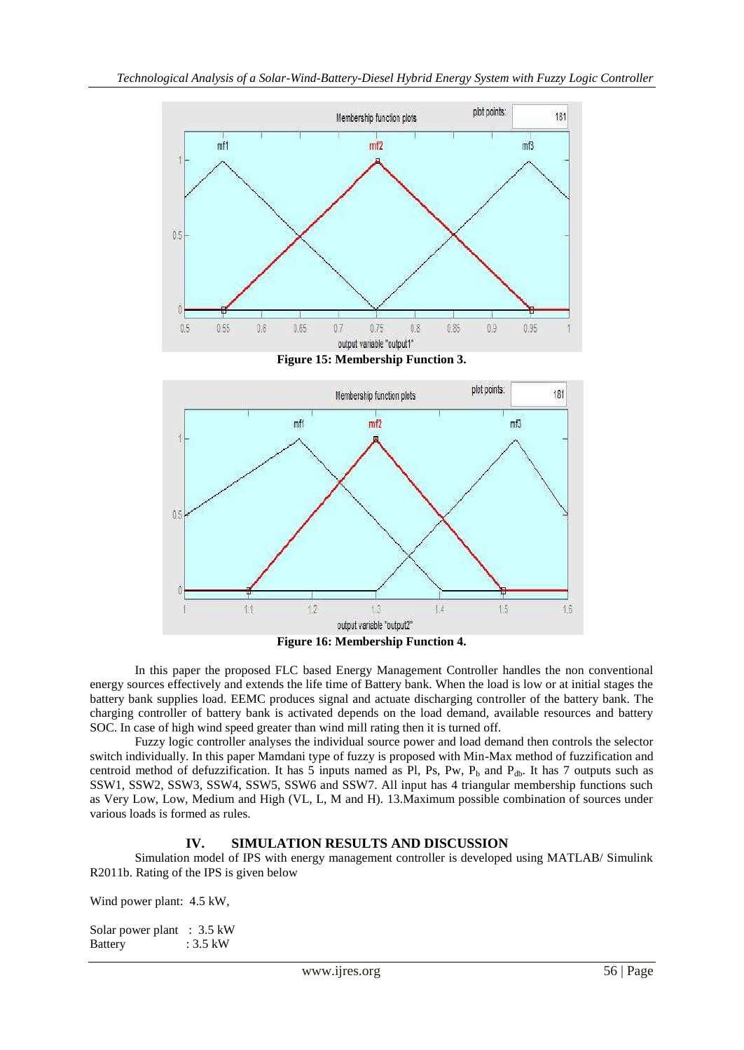**Figure 15: Membership Function 3.**

**Figure 16: Membership Function 4.**

In this paper the proposed FLC based Energy Management Controller handles the non conventional energy sources effectively and extends the life time of Battery bank. When the load is low or at initial stages the battery bank supplies load. EEMC produces signal and actuate discharging controller of the battery bank. The charging controller of battery bank is activated depends on the load demand, available resources and battery SOC. In case of high wind speed greater than wind mill rating then it is turned off.

Fuzzy logic controller analyses the individual source power and load demand then controls the selector switch individually. In this paper Mamdani type of fuzzy is proposed with Min-Max method of fuzzification and centroid method of defuzzification. It has 5 inputs named as Pl, Ps, Pw, $P_b$ and $P_{db}$. It has 7 outputs such as SSW1, SSW2, SSW3, SSW4, SSW5, SSW6 and SSW7. All input has 4 triangular membership functions such as Very Low, Low, Medium and High (VL, L, M and H). 13.Maximum possible combination of sources under various loads is formed as rules.

## IV. SIMULATION RESULTS AND DISCUSSION

Simulation model of IPS with energy management controller is developed using MATLAB/ Simulink R2011b. Rating of the IPS is given below

Wind power plant: 4.5 kW,

Solar power plant : 3.5 kW
Battery : 3.5 kW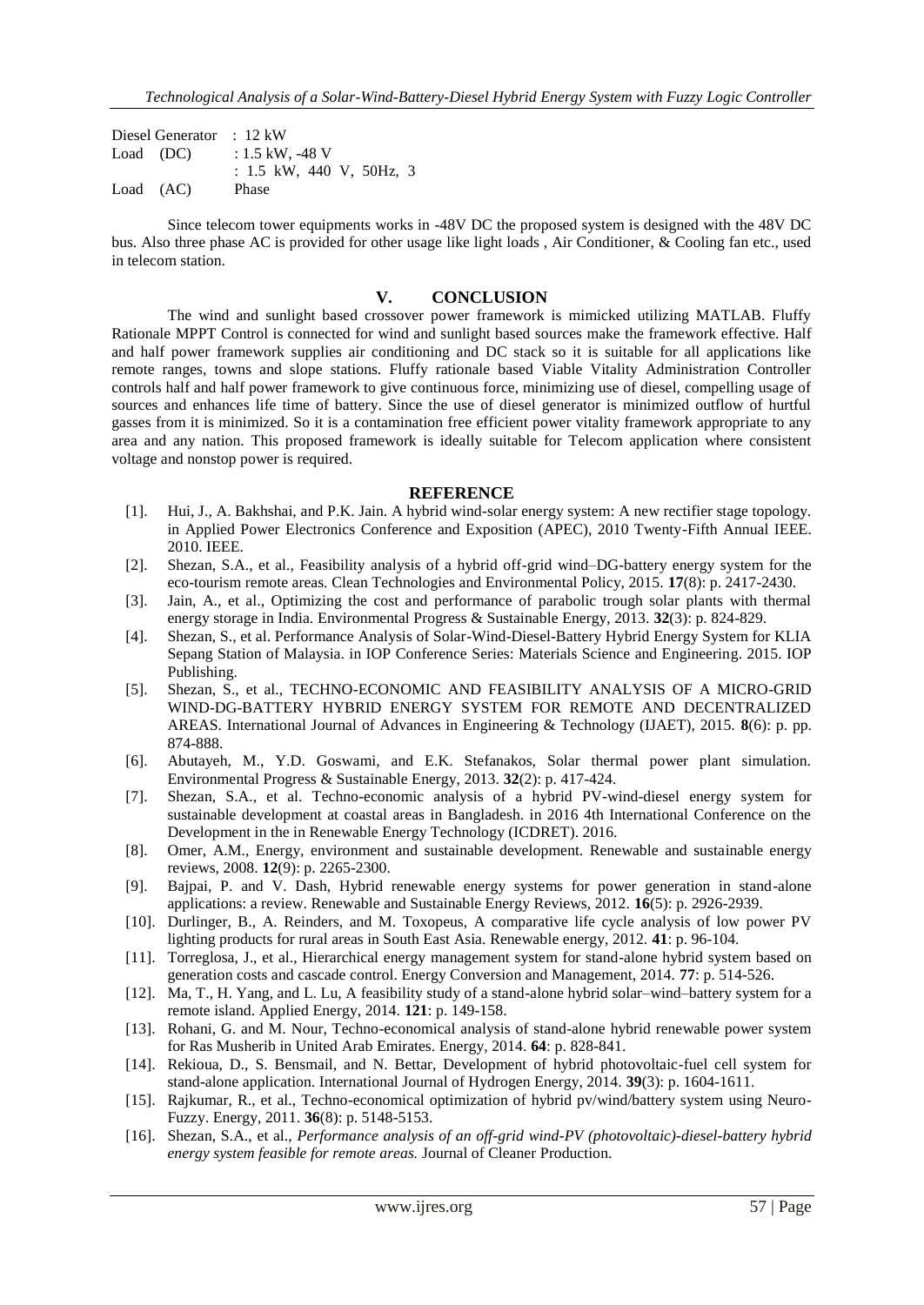Diesel Generator : 12 kW
Load (DC) : 1.5 kW, -48 V
Load (AC) : 1.5 kW, 440 V, 50Hz, 3 Phase

Since telecom tower equipments works in -48V DC the proposed system is designed with the 48V DC bus. Also three phase AC is provided for other usage like light loads , Air Conditioner, & Cooling fan etc., used in telecom station.

## V. CONCLUSION

The wind and sunlight based crossover power framework is mimicked utilizing MATLAB. Fluffy Rationale MPPT Control is connected for wind and sunlight based sources make the framework effective. Half and half power framework supplies air conditioning and DC stack so it is suitable for all applications like remote ranges, towns and slope stations. Fluffy rationale based Viable Vitality Administration Controller controls half and half power framework to give continuous force, minimizing use of diesel, compelling usage of sources and enhances life time of battery. Since the use of diesel generator is minimized outflow of hurtful gasses from it is minimized. So it is a contamination free efficient power vitality framework appropriate to any area and any nation. This proposed framework is ideally suitable for Telecom application where consistent voltage and nonstop power is required.

## REFERENCE

[1]. Hui, J., A. Bakhshai, and P.K. Jain. A hybrid wind-solar energy system: A new rectifier stage topology. in Applied Power Electronics Conference and Exposition (APEC), 2010 Twenty-Fifth Annual IEEE. 2010. IEEE.

[2]. Shezan, S.A., et al., Feasibility analysis of a hybrid off-grid wind–DG-battery energy system for the eco-tourism remote areas. Clean Technologies and Environmental Policy, 2015. **17**(8): p. 2417-2430.

[3]. Jain, A., et al., Optimizing the cost and performance of parabolic trough solar plants with thermal energy storage in India. Environmental Progress & Sustainable Energy, 2013. **32**(3): p. 824-829.

[4]. Shezan, S., et al. Performance Analysis of Solar-Wind-Diesel-Battery Hybrid Energy System for KLIA Sepang Station of Malaysia. in IOP Conference Series: Materials Science and Engineering. 2015. IOP Publishing.

[5]. Shezan, S., et al., TECHNO-ECONOMIC AND FEASIBILITY ANALYSIS OF A MICRO-GRID WIND-DG-BATTERY HYBRID ENERGY SYSTEM FOR REMOTE AND DECENTRALIZED AREAS. International Journal of Advances in Engineering & Technology (IJAET), 2015. **8**(6): p. pp. 874-888.

[6]. Abutayeh, M., Y.D. Goswami, and E.K. Stefanakos, Solar thermal power plant simulation. Environmental Progress & Sustainable Energy, 2013. **32**(2): p. 417-424.

[7]. Shezan, S.A., et al. Techno-economic analysis of a hybrid PV-wind-diesel energy system for sustainable development at coastal areas in Bangladesh. in 2016 4th International Conference on the Development in the in Renewable Energy Technology (ICDRET). 2016.

[8]. Omer, A.M., Energy, environment and sustainable development. Renewable and sustainable energy reviews, 2008. **12**(9): p. 2265-2300.

[9]. Bajpai, P. and V. Dash, Hybrid renewable energy systems for power generation in stand-alone applications: a review. Renewable and Sustainable Energy Reviews, 2012. **16**(5): p. 2926-2939.

[10]. Durlinger, B., A. Reinders, and M. Toxopeus, A comparative life cycle analysis of low power PV lighting products for rural areas in South East Asia. Renewable energy, 2012. **41**: p. 96-104.

[11]. Torreglosa, J., et al., Hierarchical energy management system for stand-alone hybrid system based on generation costs and cascade control. Energy Conversion and Management, 2014. **77**: p. 514-526.

[12]. Ma, T., H. Yang, and L. Lu, A feasibility study of a stand-alone hybrid solar–wind–battery system for a remote island. Applied Energy, 2014. **121**: p. 149-158.

[13]. Rohani, G. and M. Nour, Techno-economical analysis of stand-alone hybrid renewable power system for Ras Musherib in United Arab Emirates. Energy, 2014. **64**: p. 828-841.

[14]. Rekioua, D., S. Bensmail, and N. Bettar, Development of hybrid photovoltaic-fuel cell system for stand-alone application. International Journal of Hydrogen Energy, 2014. **39**(3): p. 1604-1611.

[15]. Rajkumar, R., et al., Techno-economical optimization of hybrid pv/wind/battery system using Neuro-Fuzzy. Energy, 2011. **36**(8): p. 5148-5153.

[16]. Shezan, S.A., et al., *Performance analysis of an off-grid wind-PV (photovoltaic)-diesel-battery hybrid energy system feasible for remote areas.* Journal of Cleaner Production.